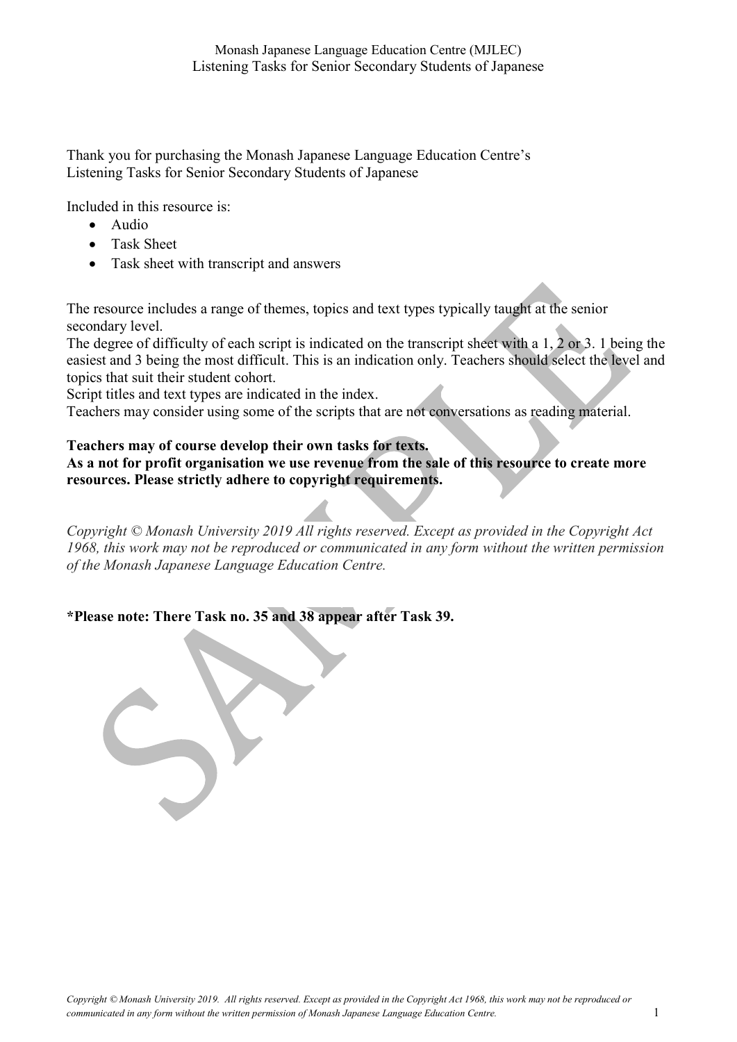Thank you for purchasing the Monash Japanese Language Education Centre's Listening Tasks for Senior Secondary Students of Japanese

Included in this resource is:

- Audio
- Task Sheet
- Task sheet with transcript and answers

The resource includes a range of themes, topics and text types typically taught at the senior secondary level.
The degree of difficulty of each script is indicated on the transcript sheet with a 1, 2 or 3. 1 being the easiest and 3 being the most difficult. This is an indication only. Teachers should select the level and topics that suit their student cohort.
Script titles and text types are indicated in the index.
Teachers may consider using some of the scripts that are not conversations as reading material.

**Teachers may of course develop their own tasks for texts.**
**As a not for profit organisation we use revenue from the sale of this resource to create more resources. Please strictly adhere to copyright requirements.**

*Copyright © Monash University 2019 All rights reserved. Except as provided in the Copyright Act 1968, this work may not be reproduced or communicated in any form without the written permission of the Monash Japanese Language Education Centre.*

**\*Please note: There Task no. 35 and 38 appear after Task 39.**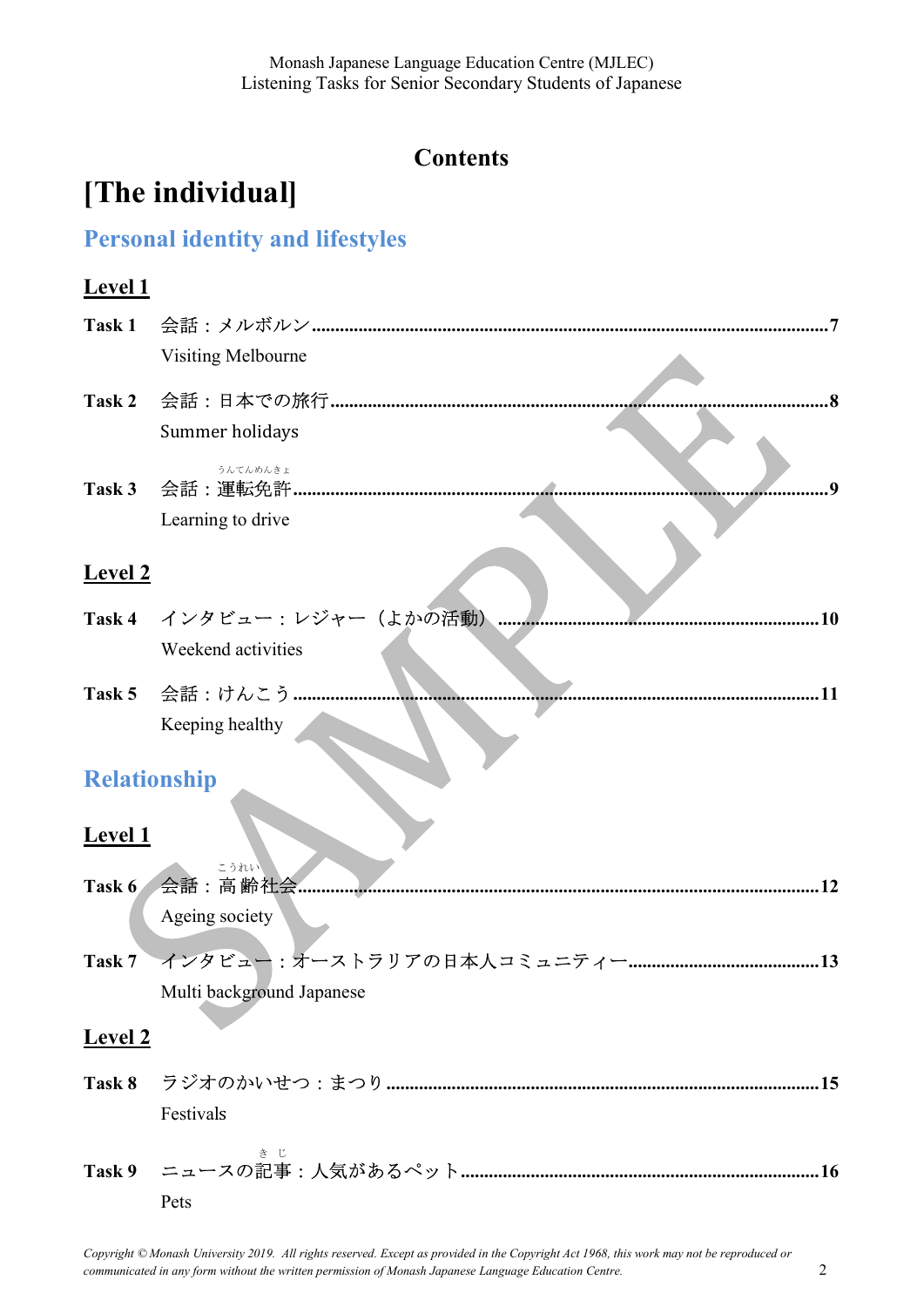# Contents

# [The individual]

## Personal identity and lifestyles

### Level 1

**Task 1** 会話：メルボルン ........................................................ 7
Visiting Melbourne

**Task 2** 会話：日本での旅行 ........................................................ 8
Summer holidays

**Task 3** 会話：運転免許(うんてんめんきょ) ........................................................ 9
Learning to drive

### Level 2

**Task 4** インタビュー：レジャー（よかの活動） ........................................................ 10
Weekend activities

**Task 5** 会話：けんこう ........................................................ 11
Keeping healthy

## Relationship

### Level 1

**Task 6** 会話：高齢(こうれい)社会 ........................................................ 12
Ageing society

**Task 7** インタビュー：オーストラリアの日本人コミュニティー ........................................................ 13
Multi background Japanese

### Level 2

**Task 8** ラジオのかいせつ：まつり ........................................................ 15
Festivals

**Task 9** ニュースの記事(きじ)：人気があるペット ........................................................ 16
Pets

*Copyright © Monash University 2019. All rights reserved. Except as provided in the Copyright Act 1968, this work may not be reproduced or communicated in any form without the written permission of Monash Japanese Language Education Centre.*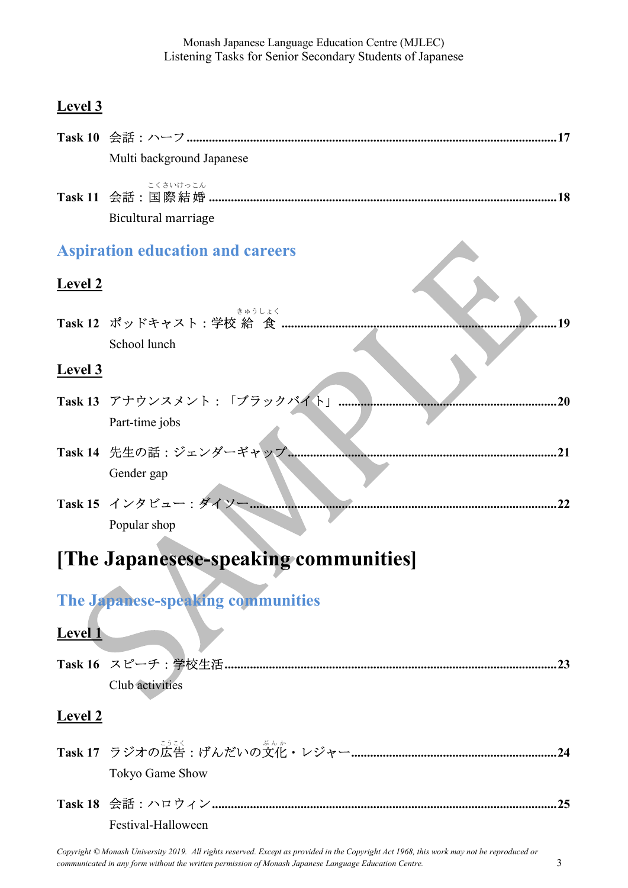### Level 3

**Task 10** 会話：ハーフ ........................................................................................................................ 17
Multi background Japanese

**Task 11** 会話：国際結婚 ........................................................................................................................ 18
Bicultural marriage

## Aspiration education and careers

### Level 2

**Task 12** ポッドキャスト：学校給食 ........................................................................................................................ 19
School lunch

### Level 3

**Task 13** アナウンスメント：「ブラックバイト」 ........................................................................................................................ 20
Part-time jobs

**Task 14** 先生の話：ジェンダーギャップ ........................................................................................................................ 21
Gender gap

**Task 15** インタビュー：ダイソー ........................................................................................................................ 22
Popular shop

# [The Japanesese-speaking communities]

## The Japanese-speaking communities

### Level 1

**Task 16** スピーチ：学校生活 ........................................................................................................................ 23
Club activities

### Level 2

**Task 17** ラジオの広告：げんだいの文化・レジャー ........................................................................................................................ 24
Tokyo Game Show

**Task 18** 会話：ハロウィン ........................................................................................................................ 25
Festival-Halloween

*Copyright © Monash University 2019. All rights reserved. Except as provided in the Copyright Act 1968, this work may not be reproduced or communicated in any form without the written permission of Monash Japanese Language Education Centre.*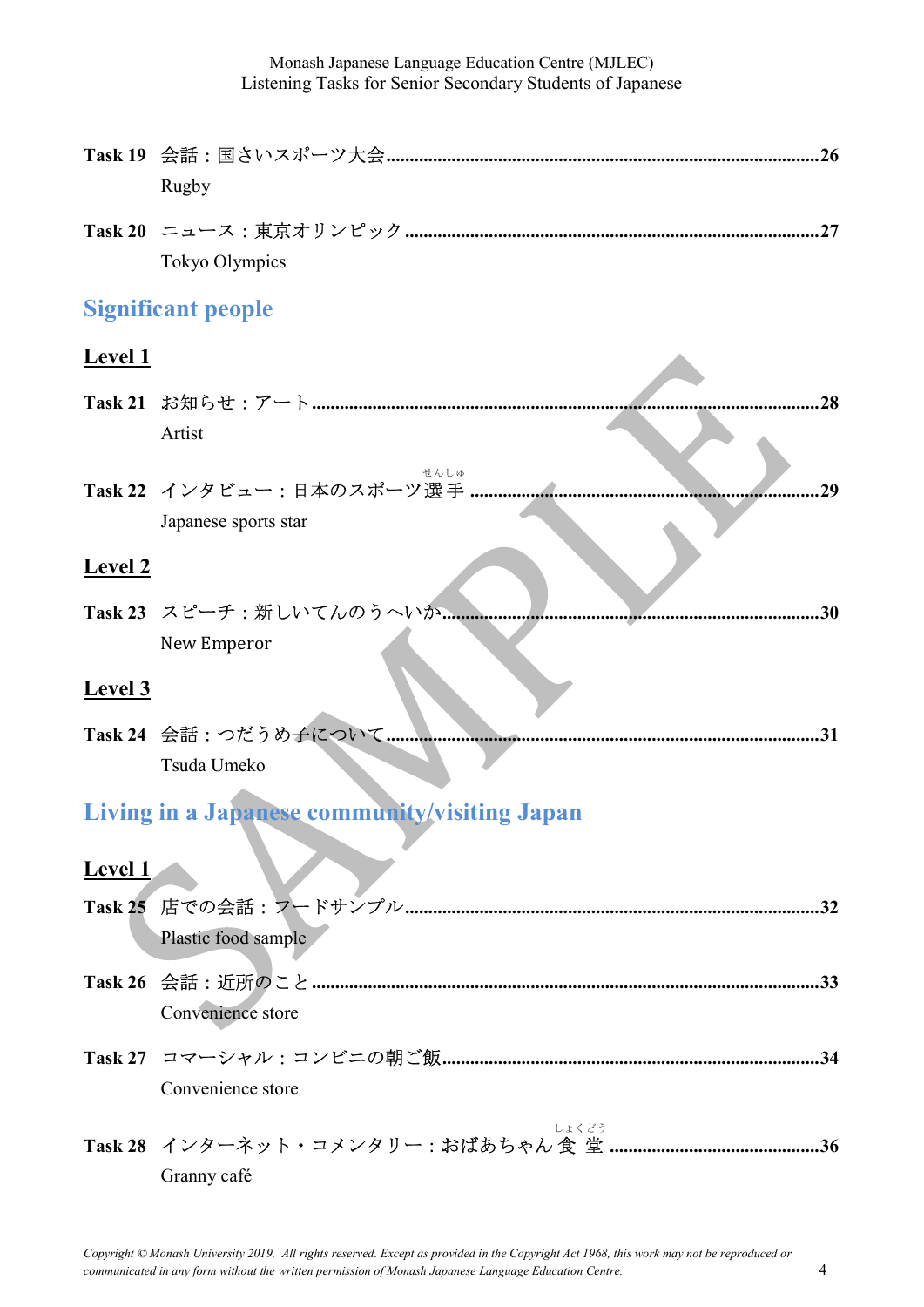**Task 19** 会話：国さいスポーツ大会......26
Rugby

**Task 20** ニュース：東京オリンピック......27
Tokyo Olympics

## Significant people

### Level 1

**Task 21** お知らせ：アート......28
Artist

**Task 22** インタビュー：日本のスポーツ選手(せんしゅ)......29
Japanese sports star

### Level 2

**Task 23** スピーチ：新しいてんのうへいか......30
New Emperor

### Level 3

**Task 24** 会話：つだうめ子について......31
Tsuda Umeko

## Living in a Japanese community/visiting Japan

### Level 1

**Task 25** 店での会話：フードサンプル......32
Plastic food sample

**Task 26** 会話：近所のこと......33
Convenience store

**Task 27** コマーシャル：コンビニの朝ご飯......34
Convenience store

**Task 28** インターネット・コメンタリー：おばあちゃん食堂(しょくどう)......36
Granny café

*Copyright © Monash University 2019. All rights reserved. Except as provided in the Copyright Act 1968, this work may not be reproduced or communicated in any form without the written permission of Monash Japanese Language Education Centre.*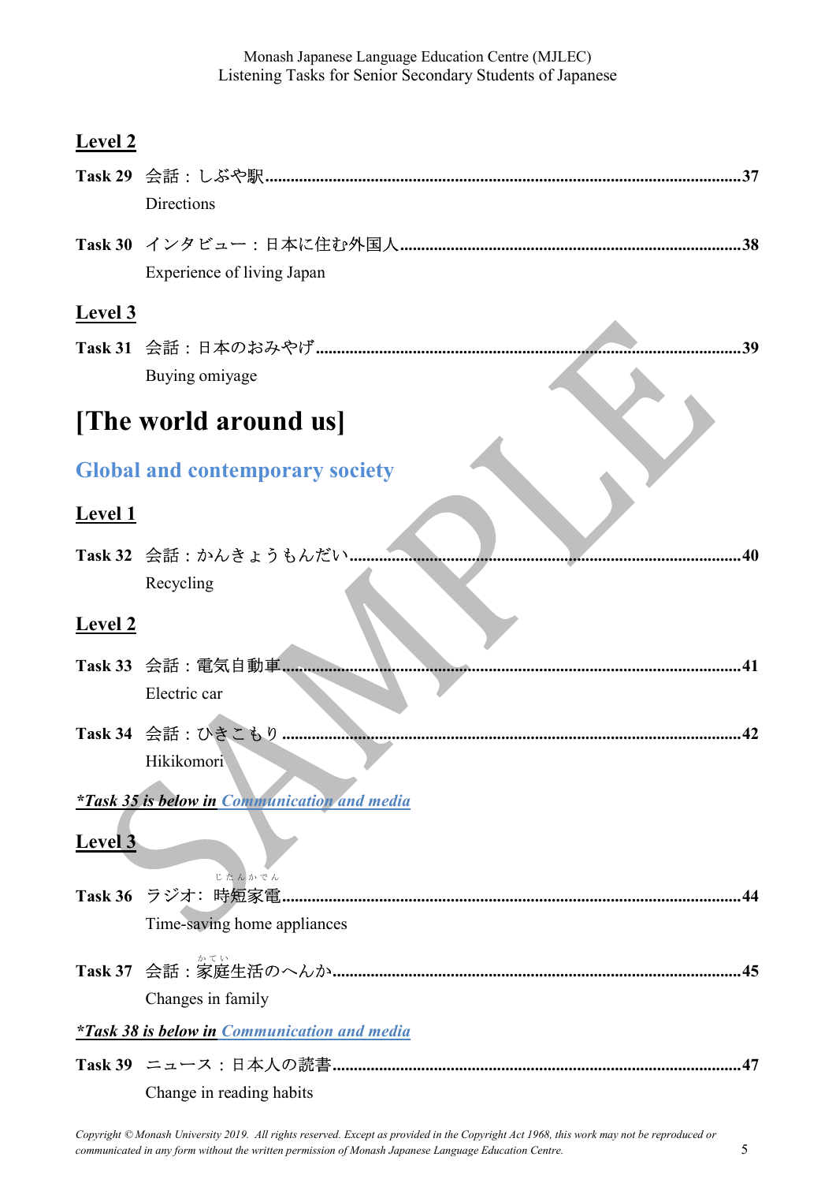## Level 2

**Task 29** 会話：しぶや駅......37
Directions

**Task 30** インタビュー：日本に住む外国人......38
Experience of living Japan

## Level 3

**Task 31** 会話：日本のおみやげ......39
Buying omiyage

# [The world around us]

## Global and contemporary society

## Level 1

**Task 32** 会話：かんきょうもんだい......40
Recycling

## Level 2

**Task 33** 会話：電気自動車......41
Electric car

**Task 34** 会話：ひきこもり......42
Hikikomori

***Task 35 is below in Communication and media***

## Level 3

**Task 36** ラジオ：時短家電（じたんかでん）......44
Time-saving home appliances

**Task 37** 会話：家庭（かてい）生活のへんか......45
Changes in family

***Task 38 is below in Communication and media***

**Task 39** ニュース：日本人の読書......47
Change in reading habits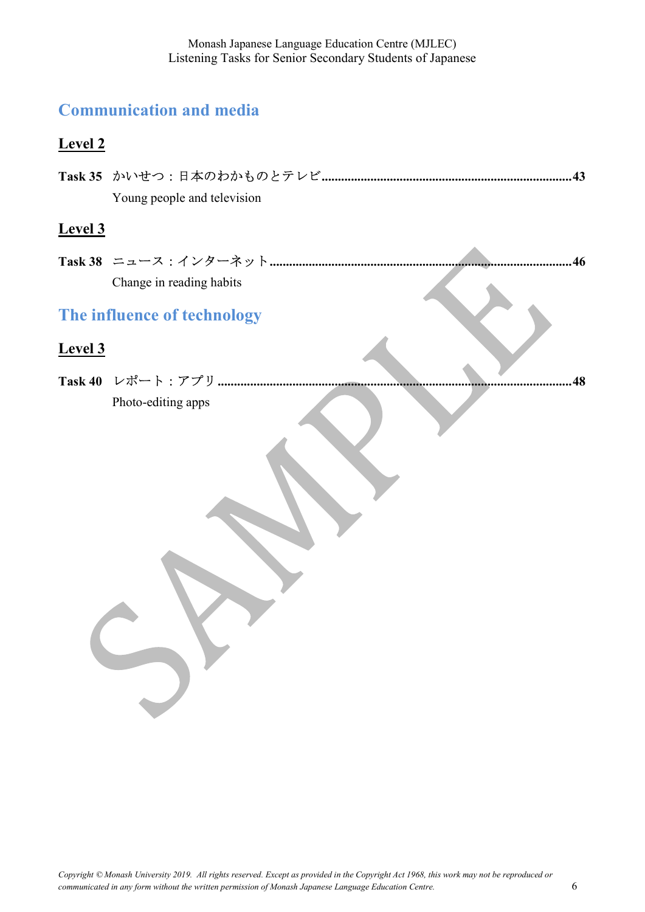## Communication and media

### Level 2

**Task 35** かいせつ：日本のわかものとテレビ ........................................................................ **43**
Young people and television

### Level 3

**Task 38** ニュース：インターネット ........................................................................................ **46**
Change in reading habits

## The influence of technology

### Level 3

**Task 40** レポート：アプリ ..................................................................................................... **48**
Photo-editing apps

*Copyright © Monash University 2019. All rights reserved. Except as provided in the Copyright Act 1968, this work may not be reproduced or communicated in any form without the written permission of Monash Japanese Language Education Centre.*